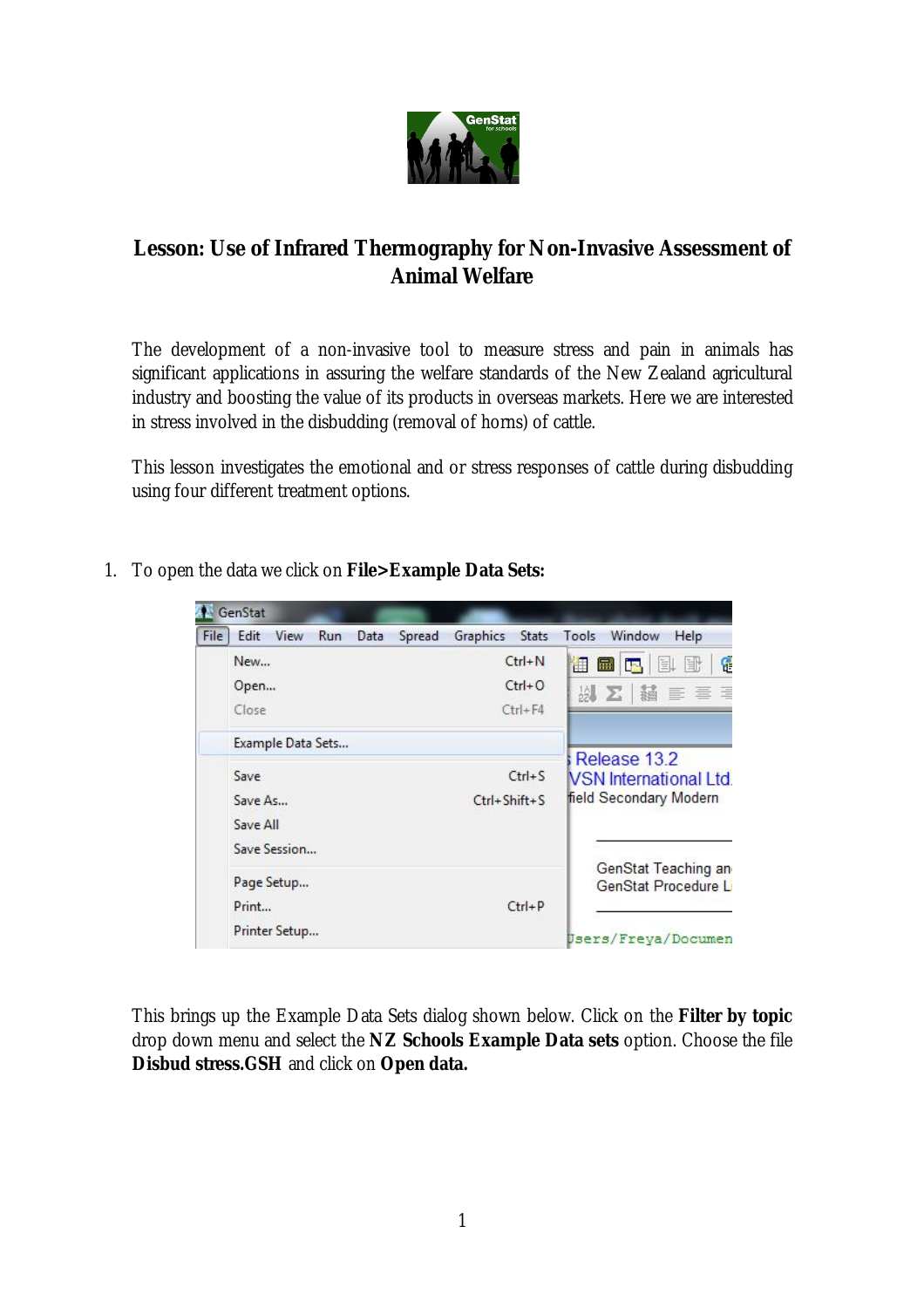# Lesson: Use of Infrared Thermography for Non-Invasive Assessment of Animal Welfare

The development of a non-invasive tool to measure stress and pain in animals has significant applications in assuring the welfare standards of the New Zealand agricultural industry and boosting the value of its products in overseas markets. Here we are interested in stress involved in the disbudding (removal of horns) of cattle.

This lesson investigates the emotional and or stress responses of cattle during disbudding using four different treatment options.

1. To open the data we click on **File>Example Data Sets:**

   This brings up the Example Data Sets dialog shown below. Click on the **Filter by topic** drop down menu and select the **NZ Schools Example Data sets** option. Choose the file **Disbud stress.GSH** and click on **Open data.**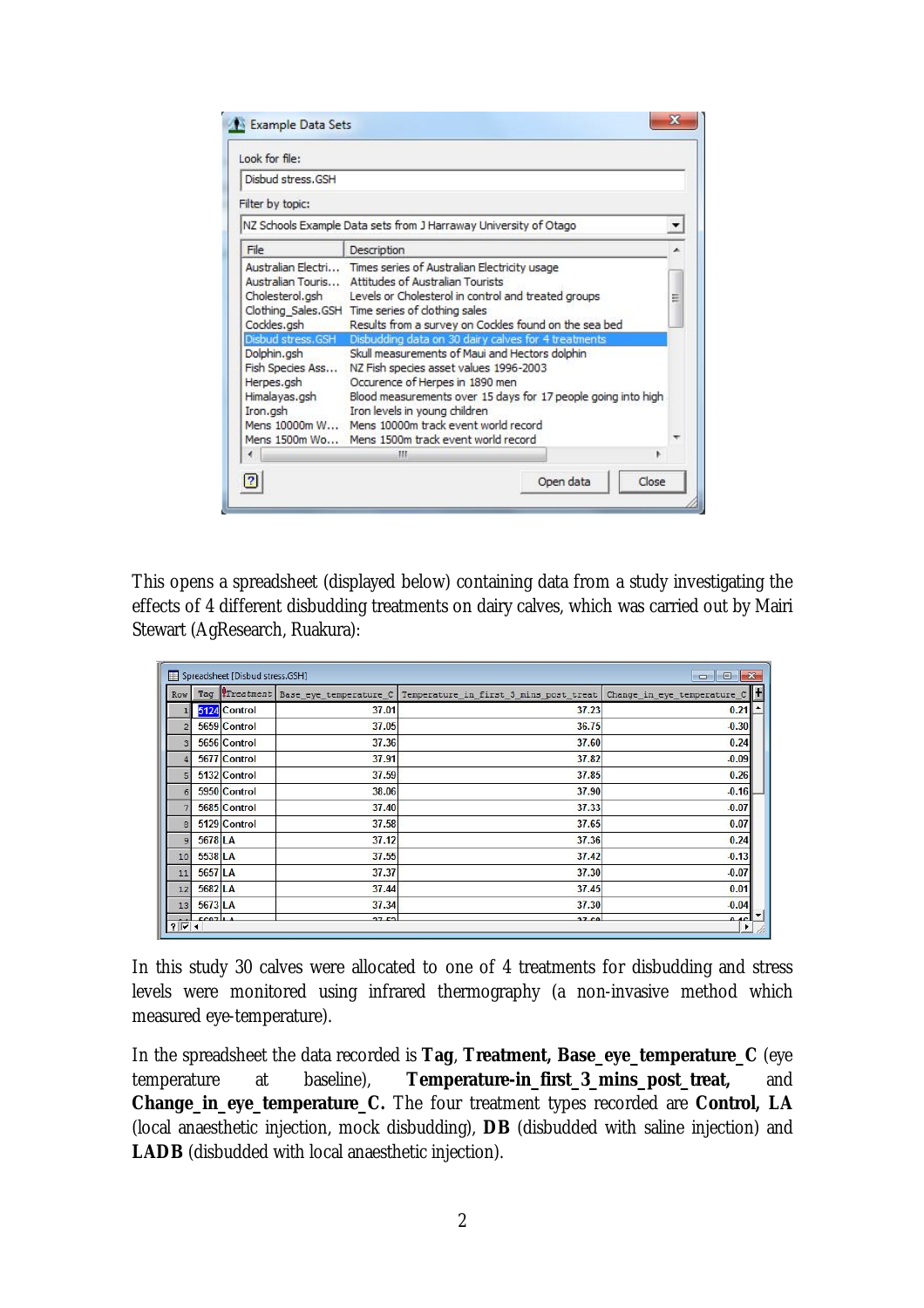This opens a spreadsheet (displayed below) containing data from a study investigating the effects of 4 different disbudding treatments on dairy calves, which was carried out by Mairi Stewart (AgResearch, Ruakura):

In this study 30 calves were allocated to one of 4 treatments for disbudding and stress levels were monitored using infrared thermography (a non-invasive method which measured eye-temperature).

In the spreadsheet the data recorded is **Tag**, **Treatment**, **Base_eye_temperature_C** (eye temperature at baseline), **Temperature-in_first_3_mins_post_treat,** and **Change_in_eye_temperature_C.** The four treatment types recorded are **Control, LA** (local anaesthetic injection, mock disbudding), **DB** (disbudded with saline injection) and **LADB** (disbudded with local anaesthetic injection).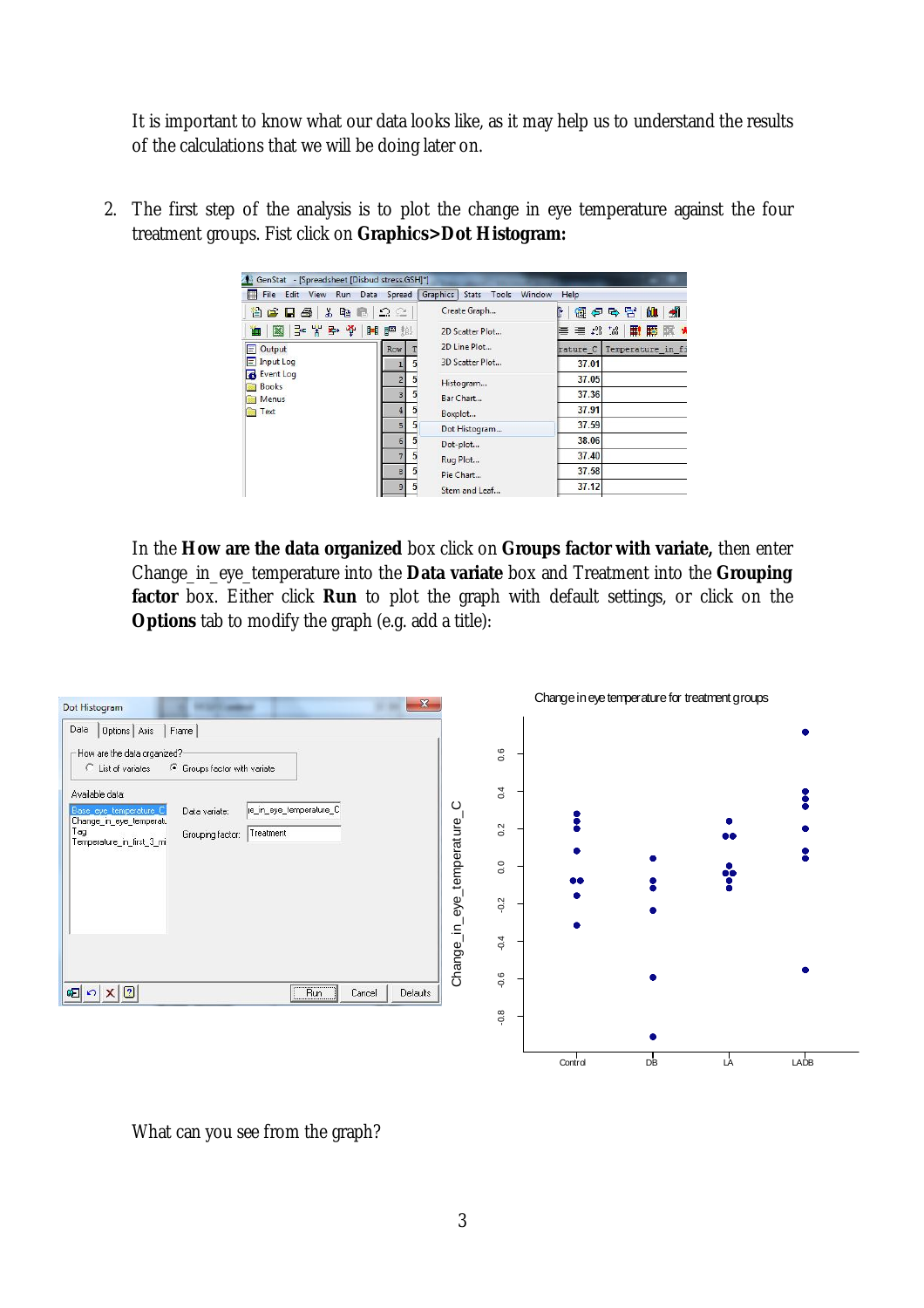It is important to know what our data looks like, as it may help us to understand the results of the calculations that we will be doing later on.

2. The first step of the analysis is to plot the change in eye temperature against the four treatment groups. Fist click on **Graphics>Dot Histogram:**

In the **How are the data organized** box click on **Groups factor with variate,** then enter Change_in_eye_temperature into the **Data variate** box and Treatment into the **Grouping factor** box. Either click **Run** to plot the graph with default settings, or click on the **Options** tab to modify the graph (e.g. add a title):

What can you see from the graph?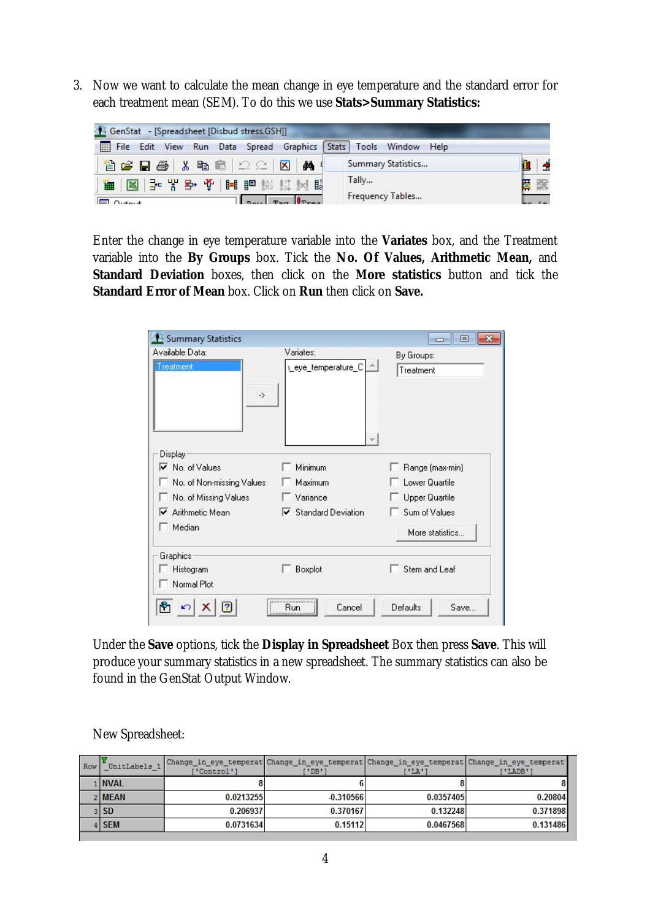3. Now we want to calculate the mean change in eye temperature and the standard error for each treatment mean (SEM). To do this we use **Stats>Summary Statistics:**

Enter the change in eye temperature variable into the **Variates** box, and the Treatment variable into the **By Groups** box. Tick the **No. Of Values, Arithmetic Mean,** and **Standard Deviation** boxes, then click on the **More statistics** button and tick the **Standard Error of Mean** box. Click on **Run** then click on **Save.**

Under the **Save** options, tick the **Display in Spreadsheet** Box then press **Save**. This will produce your summary statistics in a new spreadsheet. The summary statistics can also be found in the GenStat Output Window.

New Spreadsheet:

| Row | _UnitLabels_1 | Change_in_eye_temperat ['Control'] | Change_in_eye_temperat ['DB'] | Change_in_eye_temperat ['LA'] | Change_in_eye_temperat ['LADB'] |
|---|---|---|---|---|---|
| 1 | NVAL | 8 | 6 | 8 | 8 |
| 2 | MEAN | 0.0213255 | -0.310566 | 0.0357405 | 0.20804 |
| 3 | SD | 0.206937 | 0.370167 | 0.132248 | 0.371898 |
| 4 | SEM | 0.0731634 | 0.15112 | 0.0467568 | 0.131486 |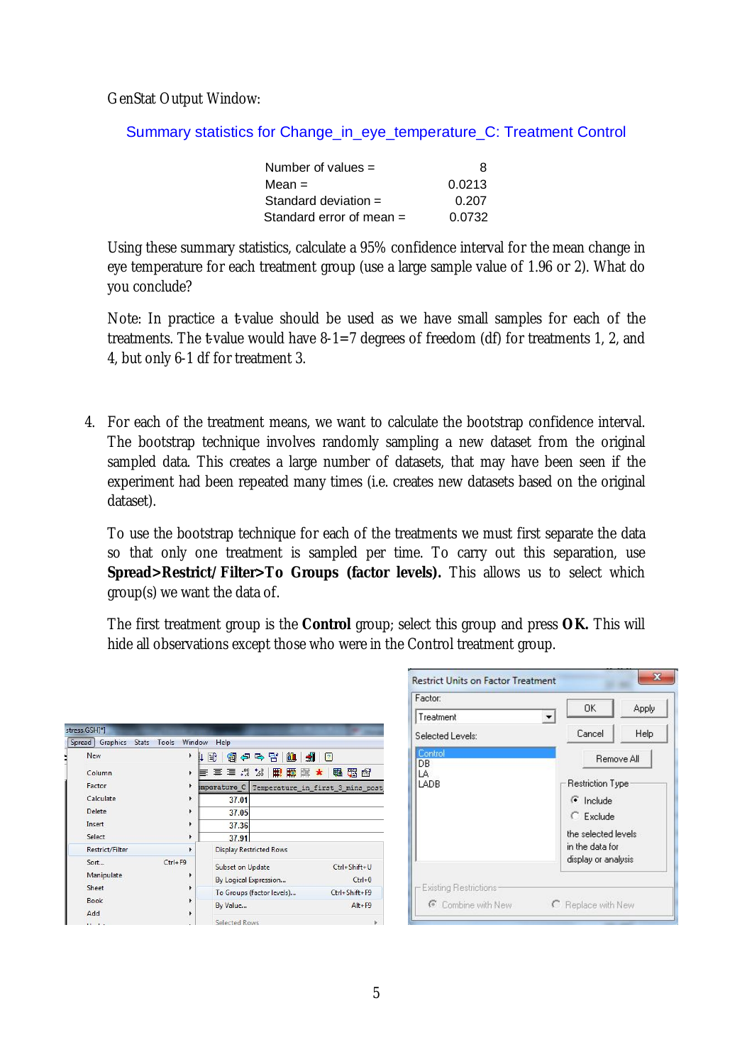GenStat Output Window:

Summary statistics for Change_in_eye_temperature_C: Treatment Control

| | |
|---|---|
| Number of values = | 8 |
| Mean = | 0.0213 |
| Standard deviation = | 0.207 |
| Standard error of mean = | 0.0732 |

Using these summary statistics, calculate a 95% confidence interval for the mean change in eye temperature for each treatment group (use a large sample value of 1.96 or 2). What do you conclude?

Note: In practice a t-value should be used as we have small samples for each of the treatments. The t-value would have 8-1=7 degrees of freedom (df) for treatments 1, 2, and 4, but only 6-1 df for treatment 3.

4. For each of the treatment means, we want to calculate the bootstrap confidence interval. The bootstrap technique involves randomly sampling a new dataset from the original sampled data. This creates a large number of datasets, that may have been seen if the experiment had been repeated many times (i.e. creates new datasets based on the original dataset).

   To use the bootstrap technique for each of the treatments we must first separate the data so that only one treatment is sampled per time. To carry out this separation, use **Spread>Restrict/Filter>To Groups (factor levels).** This allows us to select which group(s) we want the data of.

   The first treatment group is the **Control** group; select this group and press **OK.** This will hide all observations except those who were in the Control treatment group.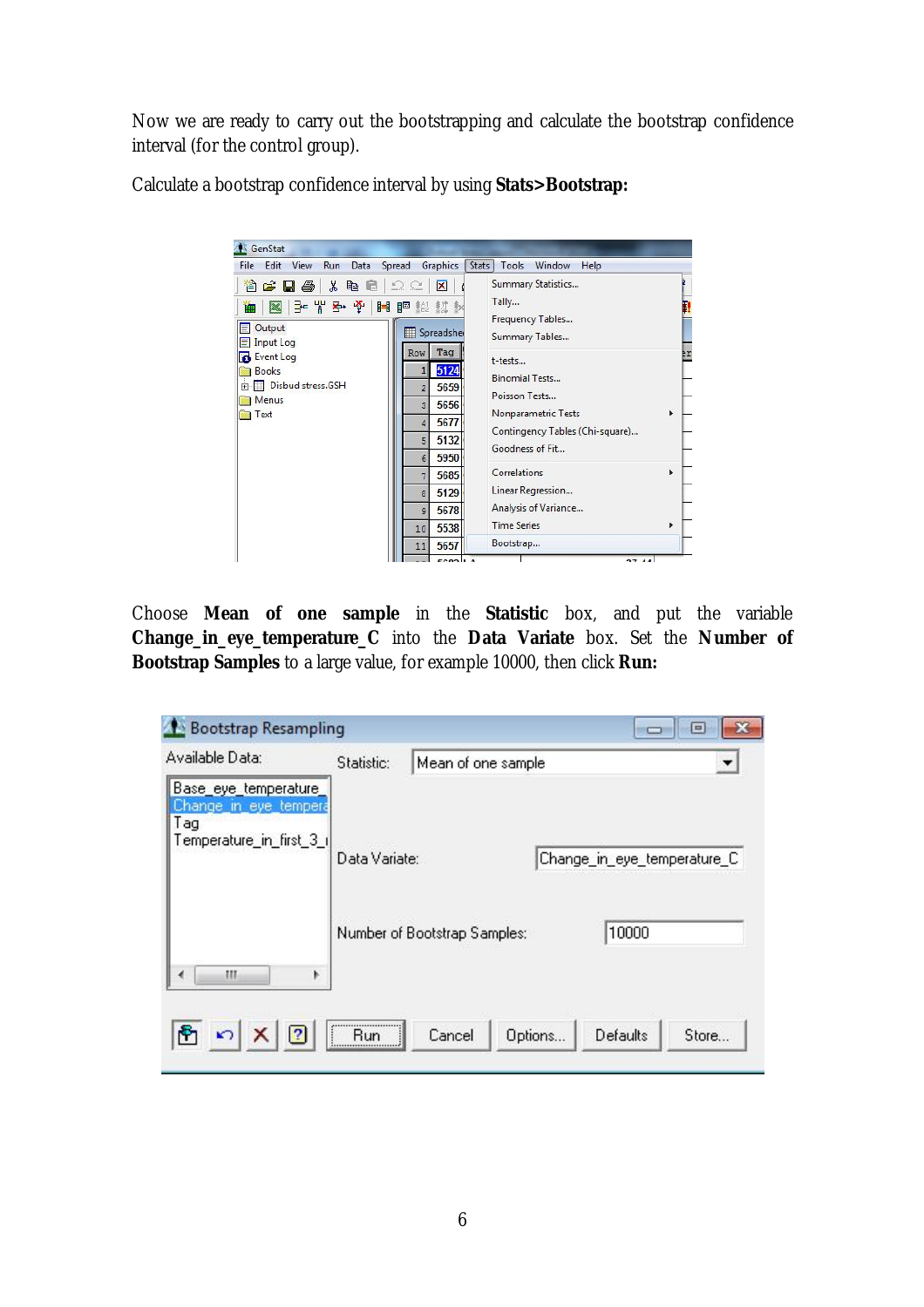Now we are ready to carry out the bootstrapping and calculate the bootstrap confidence interval (for the control group).

Calculate a bootstrap confidence interval by using **Stats>Bootstrap:**

Choose **Mean of one sample** in the **Statistic** box, and put the variable **Change_in_eye_temperature_C** into the **Data Variate** box. Set the **Number of Bootstrap Samples** to a large value, for example 10000, then click **Run:**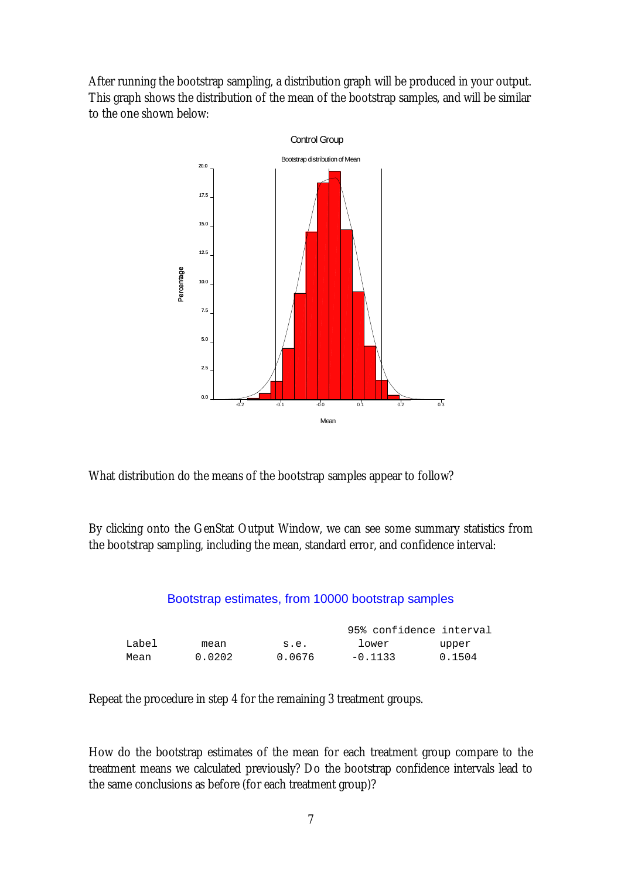After running the bootstrap sampling, a distribution graph will be produced in your output. This graph shows the distribution of the mean of the bootstrap samples, and will be similar to the one shown below:

What distribution do the means of the bootstrap samples appear to follow?

By clicking onto the GenStat Output Window, we can see some summary statistics from the bootstrap sampling, including the mean, standard error, and confidence interval:

```
Bootstrap estimates, from 10000 bootstrap samples

                                      95% confidence interval
Label      mean          s.e.         lower         upper
Mean       0.0202        0.0676       -0.1133       0.1504
```

Repeat the procedure in step 4 for the remaining 3 treatment groups.

How do the bootstrap estimates of the mean for each treatment group compare to the treatment means we calculated previously? Do the bootstrap confidence intervals lead to the same conclusions as before (for each treatment group)?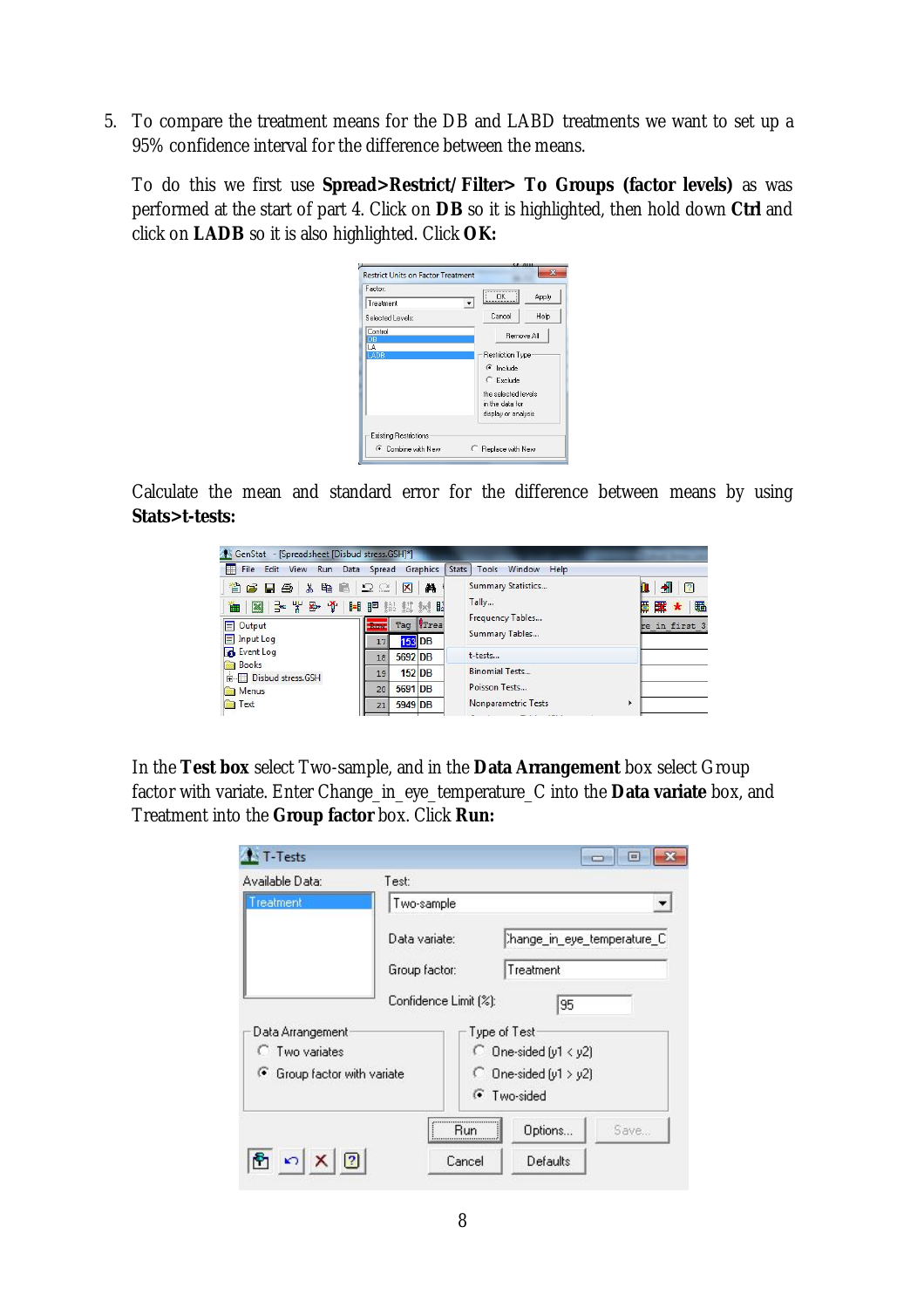5. To compare the treatment means for the DB and LABD treatments we want to set up a 95% confidence interval for the difference between the means.

   To do this we first use **Spread>Restrict/Filter> To Groups (factor levels)** as was performed at the start of part 4. Click on **DB** so it is highlighted, then hold down **Ctrl** and click on **LADB** so it is also highlighted. Click **OK:**

   Calculate the mean and standard error for the difference between means by using **Stats>t-tests:**

   In the **Test box** select Two-sample, and in the **Data Arrangement** box select Group factor with variate. Enter Change_in_eye_temperature_C into the **Data variate** box, and Treatment into the **Group factor** box. Click **Run:**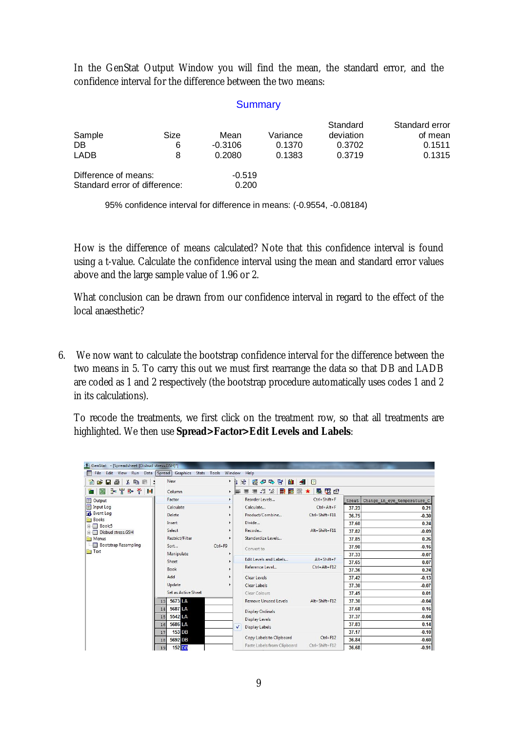In the GenStat Output Window you will find the mean, the standard error, and the confidence interval for the difference between the two means:

### Summary

| Sample | Size | Mean | Variance | Standard deviation | Standard error of mean |
|---|---|---|---|---|---|
| DB | 6 | -0.3106 | 0.1370 | 0.3702 | 0.1511 |
| LADB | 8 | 0.2080 | 0.1383 | 0.3719 | 0.1315 |

Difference of means: -0.519
Standard error of difference: 0.200

95% confidence interval for difference in means: (-0.9554, -0.08184)

How is the difference of means calculated? Note that this confidence interval is found using a t-value. Calculate the confidence interval using the mean and standard error values above and the large sample value of 1.96 or 2.

What conclusion can be drawn from our confidence interval in regard to the effect of the local anaesthetic?

6. We now want to calculate the bootstrap confidence interval for the difference between the two means in 5. To carry this out we must first rearrange the data so that DB and LADB are coded as 1 and 2 respectively (the bootstrap procedure automatically uses codes 1 and 2 in its calculations).

   To recode the treatments, we first click on the treatment row, so that all treatments are highlighted. We then use **Spread>Factor>Edit Levels and Labels**: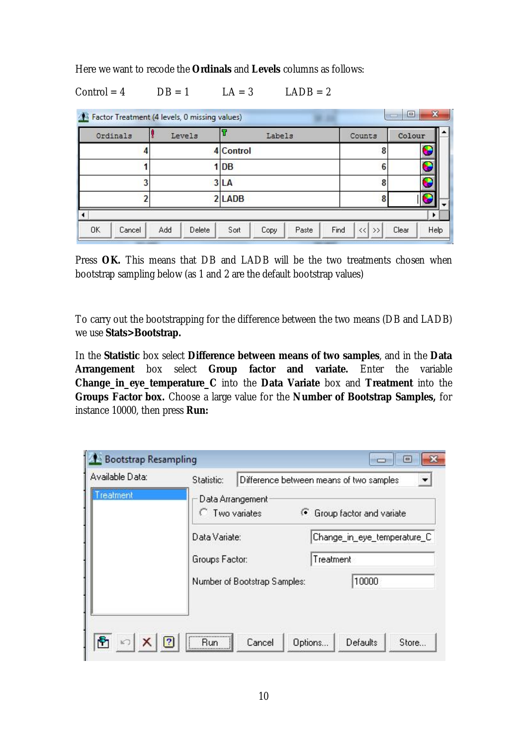Here we want to recode the **Ordinals** and **Levels** columns as follows:

Control = 4 DB = 1 LA = 3 LADB = 2

| Ordinals | Levels | Labels | Counts | Colour |
|---|---|---|---|---|
| 4 | 4 | Control | 8 | |
| 1 | 1 | DB | 6 | |
| 3 | 3 | LA | 8 | |
| 2 | 2 | LADB | 8 | |

Press **OK.** This means that DB and LADB will be the two treatments chosen when bootstrap sampling below (as 1 and 2 are the default bootstrap values)

To carry out the bootstrapping for the difference between the two means (DB and LADB) we use **Stats>Bootstrap.**

In the **Statistic** box select **Difference between means of two samples**, and in the **Data Arrangement** box select **Group factor and variate.** Enter the variable **Change_in_eye_temperature_C** into the **Data Variate** box and **Treatment** into the **Groups Factor box.** Choose a large value for the **Number of Bootstrap Samples,** for instance 10000, then press **Run:**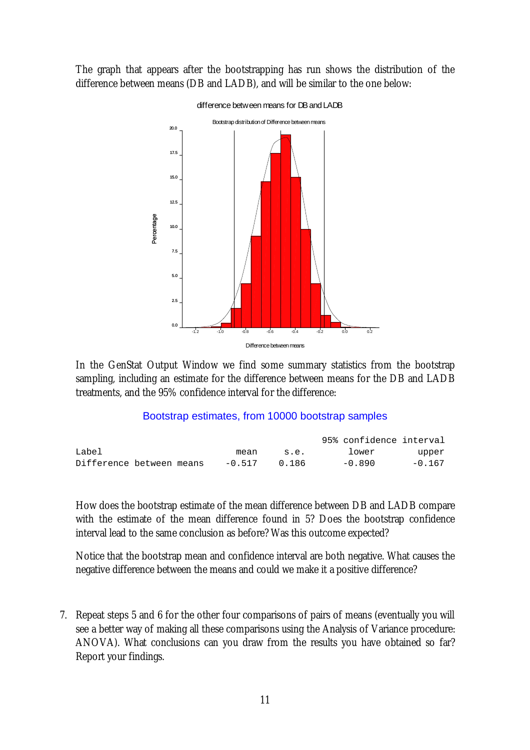The graph that appears after the bootstrapping has run shows the distribution of the difference between means (DB and LADB), and will be similar to the one below:

difference between means for DB and LADB

Bootstrap distribution of Difference between means

20.0
17.5
15.0
12.5
10.0
7.5
5.0
2.5
0.0

Percentage

-1.2
-1.0
-0.8
-0.6
-0.4
-0.2
0.0
0.2

Difference between means

In the GenStat Output Window we find some summary statistics from the bootstrap sampling, including an estimate for the difference between means for the DB and LADB treatments, and the 95% confidence interval for the difference:

Bootstrap estimates, from 10000 bootstrap samples

| | | | 95% confidence interval | |
|---|---|---|---|---|
| Label | mean | s.e. | lower | upper |
| Difference between means | -0.517 | 0.186 | -0.890 | -0.167 |

How does the bootstrap estimate of the mean difference between DB and LADB compare with the estimate of the mean difference found in 5? Does the bootstrap confidence interval lead to the same conclusion as before? Was this outcome expected?

Notice that the bootstrap mean and confidence interval are both negative. What causes the negative difference between the means and could we make it a positive difference?

7. Repeat steps 5 and 6 for the other four comparisons of pairs of means (eventually you will see a better way of making all these comparisons using the Analysis of Variance procedure: ANOVA). What conclusions can you draw from the results you have obtained so far? Report your findings.